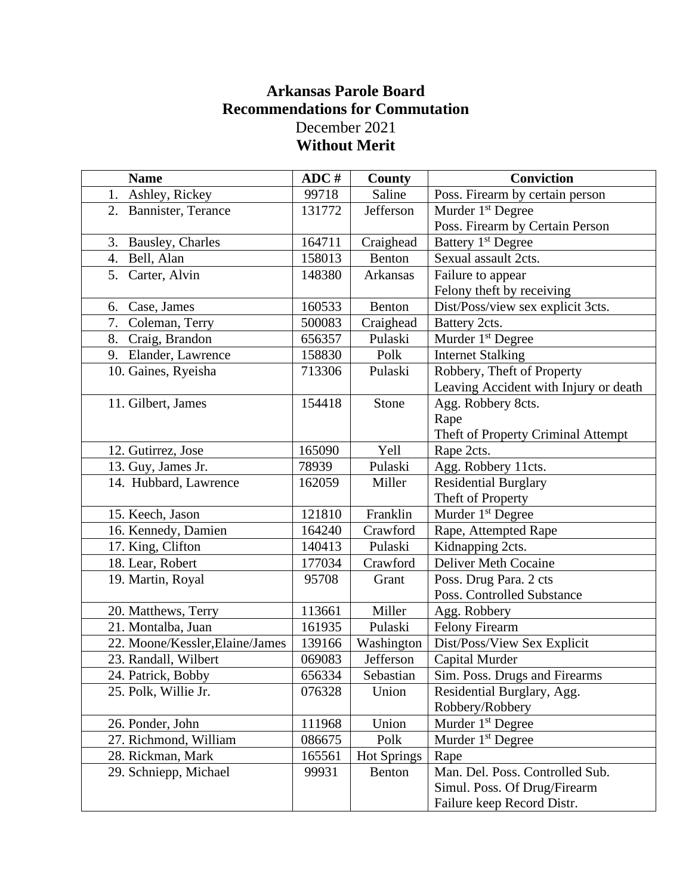**Arkansas Parole Board**
**Recommendations for Commutation**
December 2021
**Without Merit**

| Name | ADC # | County | Conviction |
|---|---|---|---|
| 1. Ashley, Rickey | 99718 | Saline | Poss. Firearm by certain person |
| 2. Bannister, Terance | 131772 | Jefferson | Murder 1st Degree<br>Poss. Firearm by Certain Person |
| 3. Bausley, Charles | 164711 | Craighead | Battery 1st Degree |
| 4. Bell, Alan | 158013 | Benton | Sexual assault 2cts. |
| 5. Carter, Alvin | 148380 | Arkansas | Failure to appear<br>Felony theft by receiving |
| 6. Case, James | 160533 | Benton | Dist/Poss/view sex explicit 3cts. |
| 7. Coleman, Terry | 500083 | Craighead | Battery 2cts. |
| 8. Craig, Brandon | 656357 | Pulaski | Murder 1st Degree |
| 9. Elander, Lawrence | 158830 | Polk | Internet Stalking |
| 10. Gaines, Ryeisha | 713306 | Pulaski | Robbery, Theft of Property<br>Leaving Accident with Injury or death |
| 11. Gilbert, James | 154418 | Stone | Agg. Robbery 8cts.<br>Rape<br>Theft of Property Criminal Attempt |
| 12. Gutirrez, Jose | 165090 | Yell | Rape 2cts. |
| 13. Guy, James Jr. | 78939 | Pulaski | Agg. Robbery 11cts. |
| 14. Hubbard, Lawrence | 162059 | Miller | Residential Burglary<br>Theft of Property |
| 15. Keech, Jason | 121810 | Franklin | Murder 1st Degree |
| 16. Kennedy, Damien | 164240 | Crawford | Rape, Attempted Rape |
| 17. King, Clifton | 140413 | Pulaski | Kidnapping 2cts. |
| 18. Lear, Robert | 177034 | Crawford | Deliver Meth Cocaine |
| 19. Martin, Royal | 95708 | Grant | Poss. Drug Para. 2 cts<br>Poss. Controlled Substance |
| 20. Matthews, Terry | 113661 | Miller | Agg. Robbery |
| 21. Montalba, Juan | 161935 | Pulaski | Felony Firearm |
| 22. Moone/Kessler,Elaine/James | 139166 | Washington | Dist/Poss/View Sex Explicit |
| 23. Randall, Wilbert | 069083 | Jefferson | Capital Murder |
| 24. Patrick, Bobby | 656334 | Sebastian | Sim. Poss. Drugs and Firearms |
| 25. Polk, Willie Jr. | 076328 | Union | Residential Burglary, Agg. Robbery/Robbery |
| 26. Ponder, John | 111968 | Union | Murder 1st Degree |
| 27. Richmond, William | 086675 | Polk | Murder 1st Degree |
| 28. Rickman, Mark | 165561 | Hot Springs | Rape |
| 29. Schniepp, Michael | 99931 | Benton | Man. Del. Poss. Controlled Sub.<br>Simul. Poss. Of Drug/Firearm<br>Failure keep Record Distr. |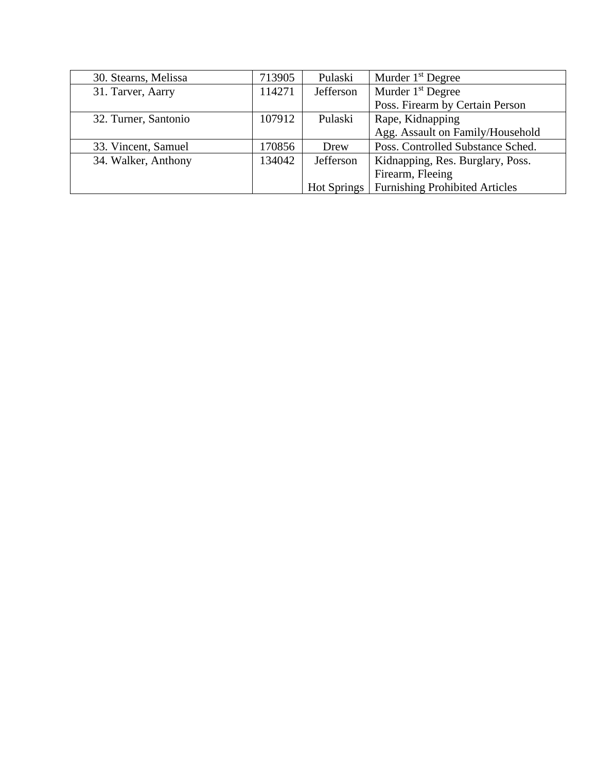| | | | |
|---|---|---|---|
| 30. Stearns, Melissa | 713905 | Pulaski | Murder 1st Degree |
| 31. Tarver, Aarry | 114271 | Jefferson | Murder 1st Degree<br>Poss. Firearm by Certain Person |
| 32. Turner, Santonio | 107912 | Pulaski | Rape, Kidnapping<br>Agg. Assault on Family/Household |
| 33. Vincent, Samuel | 170856 | Drew | Poss. Controlled Substance Sched. |
| 34. Walker, Anthony | 134042 | Jefferson<br><br>Hot Springs | Kidnapping, Res. Burglary, Poss. Firearm, Fleeing<br>Furnishing Prohibited Articles |